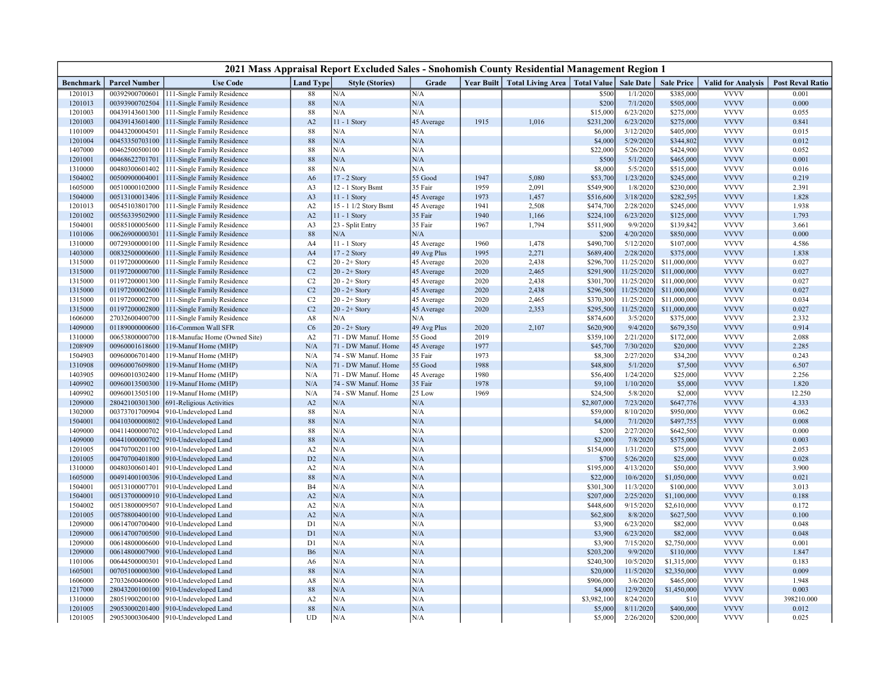# 2021 Mass Appraisal Report Excluded Sales - Snohomish County Residential Management Region 1

| Benchmark | Parcel Number | Use Code | Land Type | Style (Stories) | Grade | Year Built | Total Living Area | Total Value | Sale Date | Sale Price | Valid for Analysis | Post Reval Ratio |
|---|---|---|---|---|---|---|---|---|---|---|---|---|
| 1201013 | 00392900700601 | 111-Single Family Residence | 88 | N/A | N/A | | | $500 | 1/1/2020 | $385,000 | VVVV | 0.001 |
| 1201013 | 00393900702504 | 111-Single Family Residence | 88 | N/A | N/A | | | $200 | 7/1/2020 | $505,000 | VVVV | 0.000 |
| 1201003 | 00439143601300 | 111-Single Family Residence | 88 | N/A | N/A | | | $15,000 | 6/23/2020 | $275,000 | VVVV | 0.055 |
| 1201003 | 00439143601400 | 111-Single Family Residence | A2 | 11 - 1 Story | 45 Average | 1915 | 1,016 | $231,200 | 6/23/2020 | $275,000 | VVVV | 0.841 |
| 1101009 | 00443200004501 | 111-Single Family Residence | 88 | N/A | N/A | | | $6,000 | 3/12/2020 | $405,000 | VVVV | 0.015 |
| 1201004 | 00453350703100 | 111-Single Family Residence | 88 | N/A | N/A | | | $4,000 | 5/29/2020 | $344,802 | VVVV | 0.012 |
| 1407000 | 00462500500100 | 111-Single Family Residence | 88 | N/A | N/A | | | $22,000 | 5/26/2020 | $424,900 | VVVV | 0.052 |
| 1201001 | 00468622701701 | 111-Single Family Residence | 88 | N/A | N/A | | | $500 | 5/1/2020 | $465,000 | VVVV | 0.001 |
| 1310000 | 00480300601402 | 111-Single Family Residence | 88 | N/A | N/A | | | $8,000 | 5/5/2020 | $515,000 | VVVV | 0.016 |
| 1504002 | 00500900004001 | 111-Single Family Residence | A6 | 17 - 2 Story | 55 Good | 1947 | 5,080 | $53,700 | 1/23/2020 | $245,000 | VVVV | 0.219 |
| 1605000 | 00510000102000 | 111-Single Family Residence | A3 | 12 - 1 Story Bsmt | 35 Fair | 1959 | 2,091 | $549,900 | 1/8/2020 | $230,000 | VVVV | 2.391 |
| 1504000 | 00513100013406 | 111-Single Family Residence | A3 | 11 - 1 Story | 45 Average | 1973 | 1,457 | $516,600 | 3/18/2020 | $282,595 | VVVV | 1.828 |
| 1201013 | 00545103801700 | 111-Single Family Residence | A2 | 15 - 1 1/2 Story Bsmt | 45 Average | 1941 | 2,508 | $474,700 | 2/28/2020 | $245,000 | VVVV | 1.938 |
| 1201002 | 00556339502900 | 111-Single Family Residence | A2 | 11 - 1 Story | 35 Fair | 1940 | 1,166 | $224,100 | 6/23/2020 | $125,000 | VVVV | 1.793 |
| 1504001 | 00585100005600 | 111-Single Family Residence | A3 | 23 - Split Entry | 35 Fair | 1967 | 1,794 | $511,900 | 9/9/2020 | $139,842 | VVVV | 3.661 |
| 1101006 | 00626900000301 | 111-Single Family Residence | 88 | N/A | N/A | | | $200 | 4/20/2020 | $850,000 | VVVV | 0.000 |
| 1310000 | 00729300000100 | 111-Single Family Residence | A4 | 11 - 1 Story | 45 Average | 1960 | 1,478 | $490,700 | 5/12/2020 | $107,000 | VVVV | 4.586 |
| 1403000 | 00832500000600 | 111-Single Family Residence | A4 | 17 - 2 Story | 49 Avg Plus | 1995 | 2,271 | $689,400 | 2/28/2020 | $375,000 | VVVV | 1.838 |
| 1315000 | 01197200000600 | 111-Single Family Residence | C2 | 20 - 2+ Story | 45 Average | 2020 | 2,438 | $296,700 | 11/25/2020 | $11,000,000 | VVVV | 0.027 |
| 1315000 | 01197200000700 | 111-Single Family Residence | C2 | 20 - 2+ Story | 45 Average | 2020 | 2,465 | $291,900 | 11/25/2020 | $11,000,000 | VVVV | 0.027 |
| 1315000 | 01197200001300 | 111-Single Family Residence | C2 | 20 - 2+ Story | 45 Average | 2020 | 2,438 | $301,700 | 11/25/2020 | $11,000,000 | VVVV | 0.027 |
| 1315000 | 01197200002600 | 111-Single Family Residence | C2 | 20 - 2+ Story | 45 Average | 2020 | 2,438 | $296,500 | 11/25/2020 | $11,000,000 | VVVV | 0.027 |
| 1315000 | 01197200002700 | 111-Single Family Residence | C2 | 20 - 2+ Story | 45 Average | 2020 | 2,465 | $370,300 | 11/25/2020 | $11,000,000 | VVVV | 0.034 |
| 1315000 | 01197200002800 | 111-Single Family Residence | C2 | 20 - 2+ Story | 45 Average | 2020 | 2,353 | $295,500 | 11/25/2020 | $11,000,000 | VVVV | 0.027 |
| 1606000 | 27032600400700 | 111-Single Family Residence | A8 | N/A | N/A | | | $874,600 | 3/5/2020 | $375,000 | VVVV | 2.332 |
| 1409000 | 01189000000600 | 116-Common Wall SFR | C6 | 20 - 2+ Story | 49 Avg Plus | 2020 | 2,107 | $620,900 | 9/4/2020 | $679,350 | VVVV | 0.914 |
| 1310000 | 00653800000700 | 118-Manufac Home (Owned Site) | A2 | 71 - DW Manuf. Home | 55 Good | 2019 | | $359,100 | 2/21/2020 | $172,000 | VVVV | 2.088 |
| 1208909 | 00960001618600 | 119-Manuf Home (MHP) | N/A | 71 - DW Manuf. Home | 45 Average | 1977 | | $45,700 | 7/30/2020 | $20,000 | VVVV | 2.285 |
| 1504903 | 00960006701400 | 119-Manuf Home (MHP) | N/A | 74 - SW Manuf. Home | 35 Fair | 1973 | | $8,300 | 2/27/2020 | $34,200 | VVVV | 0.243 |
| 1310908 | 00960007609800 | 119-Manuf Home (MHP) | N/A | 71 - DW Manuf. Home | 55 Good | 1988 | | $48,800 | 5/1/2020 | $7,500 | VVVV | 6.507 |
| 1403905 | 00960010302400 | 119-Manuf Home (MHP) | N/A | 71 - DW Manuf. Home | 45 Average | 1980 | | $56,400 | 1/24/2020 | $25,000 | VVVV | 2.256 |
| 1409902 | 00960013500300 | 119-Manuf Home (MHP) | N/A | 74 - SW Manuf. Home | 35 Fair | 1978 | | $9,100 | 1/10/2020 | $5,000 | VVVV | 1.820 |
| 1409902 | 00960013505100 | 119-Manuf Home (MHP) | N/A | 74 - SW Manuf. Home | 25 Low | 1969 | | $24,500 | 5/8/2020 | $2,000 | VVVV | 12.250 |
| 1209000 | 28042100301300 | 691-Religious Activities | A2 | N/A | N/A | | | $2,807,000 | 7/23/2020 | $647,776 | VVVV | 4.333 |
| 1302000 | 00373701700904 | 910-Undeveloped Land | 88 | N/A | N/A | | | $59,000 | 8/10/2020 | $950,000 | VVVV | 0.062 |
| 1504001 | 00410300000802 | 910-Undeveloped Land | 88 | N/A | N/A | | | $4,000 | 7/1/2020 | $497,755 | VVVV | 0.008 |
| 1409000 | 00411400000702 | 910-Undeveloped Land | 88 | N/A | N/A | | | $200 | 2/27/2020 | $642,500 | VVVV | 0.000 |
| 1409000 | 00441000000702 | 910-Undeveloped Land | 88 | N/A | N/A | | | $2,000 | 7/8/2020 | $575,000 | VVVV | 0.003 |
| 1201005 | 00470700201100 | 910-Undeveloped Land | A2 | N/A | N/A | | | $154,000 | 1/31/2020 | $75,000 | VVVV | 2.053 |
| 1201005 | 00470700401800 | 910-Undeveloped Land | D2 | N/A | N/A | | | $700 | 5/26/2020 | $25,000 | VVVV | 0.028 |
| 1310000 | 00480300601401 | 910-Undeveloped Land | A2 | N/A | N/A | | | $195,000 | 4/13/2020 | $50,000 | VVVV | 3.900 |
| 1605000 | 00491400100306 | 910-Undeveloped Land | 88 | N/A | N/A | | | $22,000 | 10/6/2020 | $1,050,000 | VVVV | 0.021 |
| 1504001 | 00513100007701 | 910-Undeveloped Land | B4 | N/A | N/A | | | $301,300 | 11/3/2020 | $100,000 | VVVV | 3.013 |
| 1504001 | 00513700000910 | 910-Undeveloped Land | A2 | N/A | N/A | | | $207,000 | 2/25/2020 | $1,100,000 | VVVV | 0.188 |
| 1504002 | 00513800009507 | 910-Undeveloped Land | A2 | N/A | N/A | | | $448,600 | 9/15/2020 | $2,610,000 | VVVV | 0.172 |
| 1201005 | 00578800400100 | 910-Undeveloped Land | A2 | N/A | N/A | | | $62,800 | 8/8/2020 | $627,500 | VVVV | 0.100 |
| 1209000 | 00614700700400 | 910-Undeveloped Land | D1 | N/A | N/A | | | $3,900 | 6/23/2020 | $82,000 | VVVV | 0.048 |
| 1209000 | 00614700700500 | 910-Undeveloped Land | D1 | N/A | N/A | | | $3,900 | 6/23/2020 | $82,000 | VVVV | 0.048 |
| 1209000 | 00614800006600 | 910-Undeveloped Land | D1 | N/A | N/A | | | $3,900 | 7/15/2020 | $2,750,000 | VVVV | 0.001 |
| 1209000 | 00614800007900 | 910-Undeveloped Land | B6 | N/A | N/A | | | $203,200 | 9/9/2020 | $110,000 | VVVV | 1.847 |
| 1101006 | 00644500000301 | 910-Undeveloped Land | A6 | N/A | N/A | | | $240,300 | 10/5/2020 | $1,315,000 | VVVV | 0.183 |
| 1605001 | 00705100000300 | 910-Undeveloped Land | 88 | N/A | N/A | | | $20,000 | 11/5/2020 | $2,350,000 | VVVV | 0.009 |
| 1606000 | 27032600400600 | 910-Undeveloped Land | A8 | N/A | N/A | | | $906,000 | 3/6/2020 | $465,000 | VVVV | 1.948 |
| 1217000 | 28043200100100 | 910-Undeveloped Land | 88 | N/A | N/A | | | $4,000 | 12/9/2020 | $1,450,000 | VVVV | 0.003 |
| 1310000 | 28051900200100 | 910-Undeveloped Land | A2 | N/A | N/A | | | $3,982,100 | 8/24/2020 | $10 | VVVV | 398210.000 |
| 1201005 | 29053000201400 | 910-Undeveloped Land | 88 | N/A | N/A | | | $5,000 | 8/11/2020 | $400,000 | VVVV | 0.012 |
| 1201005 | 29053000306400 | 910-Undeveloped Land | UD | N/A | N/A | | | $5,000 | 2/26/2020 | $200,000 | VVVV | 0.025 |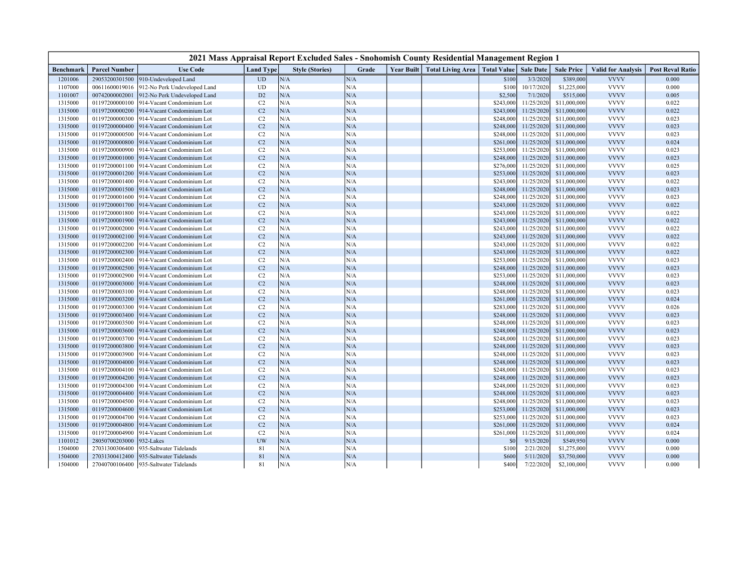# 2021 Mass Appraisal Report Excluded Sales - Snohomish County Residential Management Region 1

| Benchmark | Parcel Number | Use Code | Land Type | Style (Stories) | Grade | Year Built | Total Living Area | Total Value | Sale Date | Sale Price | Valid for Analysis | Post Reval Ratio |
|---|---|---|---|---|---|---|---|---|---|---|---|---|
| 1201006 | 29053200301500 | 910-Undeveloped Land | UD | N/A | N/A | | | $100 | 3/3/2020 | $389,000 | VVVV | 0.000 |
| 1107000 | 00611600019016 | 912-No Perk Undeveloped Land | UD | N/A | N/A | | | $100 | 10/17/2020 | $1,225,000 | VVVV | 0.000 |
| 1101007 | 00742000002001 | 912-No Perk Undeveloped Land | D2 | N/A | N/A | | | $2,500 | 7/1/2020 | $515,000 | VVVV | 0.005 |
| 1315000 | 01197200000100 | 914-Vacant Condominium Lot | C2 | N/A | N/A | | | $243,000 | 11/25/2020 | $11,000,000 | VVVV | 0.022 |
| 1315000 | 01197200000200 | 914-Vacant Condominium Lot | C2 | N/A | N/A | | | $243,000 | 11/25/2020 | $11,000,000 | VVVV | 0.022 |
| 1315000 | 01197200000300 | 914-Vacant Condominium Lot | C2 | N/A | N/A | | | $248,000 | 11/25/2020 | $11,000,000 | VVVV | 0.023 |
| 1315000 | 01197200000400 | 914-Vacant Condominium Lot | C2 | N/A | N/A | | | $248,000 | 11/25/2020 | $11,000,000 | VVVV | 0.023 |
| 1315000 | 01197200000500 | 914-Vacant Condominium Lot | C2 | N/A | N/A | | | $248,000 | 11/25/2020 | $11,000,000 | VVVV | 0.023 |
| 1315000 | 01197200000800 | 914-Vacant Condominium Lot | C2 | N/A | N/A | | | $261,000 | 11/25/2020 | $11,000,000 | VVVV | 0.024 |
| 1315000 | 01197200000900 | 914-Vacant Condominium Lot | C2 | N/A | N/A | | | $253,000 | 11/25/2020 | $11,000,000 | VVVV | 0.023 |
| 1315000 | 01197200001000 | 914-Vacant Condominium Lot | C2 | N/A | N/A | | | $248,000 | 11/25/2020 | $11,000,000 | VVVV | 0.023 |
| 1315000 | 01197200001100 | 914-Vacant Condominium Lot | C2 | N/A | N/A | | | $276,000 | 11/25/2020 | $11,000,000 | VVVV | 0.025 |
| 1315000 | 01197200001200 | 914-Vacant Condominium Lot | C2 | N/A | N/A | | | $253,000 | 11/25/2020 | $11,000,000 | VVVV | 0.023 |
| 1315000 | 01197200001400 | 914-Vacant Condominium Lot | C2 | N/A | N/A | | | $243,000 | 11/25/2020 | $11,000,000 | VVVV | 0.022 |
| 1315000 | 01197200001500 | 914-Vacant Condominium Lot | C2 | N/A | N/A | | | $248,000 | 11/25/2020 | $11,000,000 | VVVV | 0.023 |
| 1315000 | 01197200001600 | 914-Vacant Condominium Lot | C2 | N/A | N/A | | | $248,000 | 11/25/2020 | $11,000,000 | VVVV | 0.023 |
| 1315000 | 01197200001700 | 914-Vacant Condominium Lot | C2 | N/A | N/A | | | $243,000 | 11/25/2020 | $11,000,000 | VVVV | 0.022 |
| 1315000 | 01197200001800 | 914-Vacant Condominium Lot | C2 | N/A | N/A | | | $243,000 | 11/25/2020 | $11,000,000 | VVVV | 0.022 |
| 1315000 | 01197200001900 | 914-Vacant Condominium Lot | C2 | N/A | N/A | | | $243,000 | 11/25/2020 | $11,000,000 | VVVV | 0.022 |
| 1315000 | 01197200002000 | 914-Vacant Condominium Lot | C2 | N/A | N/A | | | $243,000 | 11/25/2020 | $11,000,000 | VVVV | 0.022 |
| 1315000 | 01197200002100 | 914-Vacant Condominium Lot | C2 | N/A | N/A | | | $243,000 | 11/25/2020 | $11,000,000 | VVVV | 0.022 |
| 1315000 | 01197200002200 | 914-Vacant Condominium Lot | C2 | N/A | N/A | | | $243,000 | 11/25/2020 | $11,000,000 | VVVV | 0.022 |
| 1315000 | 01197200002300 | 914-Vacant Condominium Lot | C2 | N/A | N/A | | | $243,000 | 11/25/2020 | $11,000,000 | VVVV | 0.022 |
| 1315000 | 01197200002400 | 914-Vacant Condominium Lot | C2 | N/A | N/A | | | $253,000 | 11/25/2020 | $11,000,000 | VVVV | 0.023 |
| 1315000 | 01197200002500 | 914-Vacant Condominium Lot | C2 | N/A | N/A | | | $248,000 | 11/25/2020 | $11,000,000 | VVVV | 0.023 |
| 1315000 | 01197200002900 | 914-Vacant Condominium Lot | C2 | N/A | N/A | | | $253,000 | 11/25/2020 | $11,000,000 | VVVV | 0.023 |
| 1315000 | 01197200003000 | 914-Vacant Condominium Lot | C2 | N/A | N/A | | | $248,000 | 11/25/2020 | $11,000,000 | VVVV | 0.023 |
| 1315000 | 01197200003100 | 914-Vacant Condominium Lot | C2 | N/A | N/A | | | $248,000 | 11/25/2020 | $11,000,000 | VVVV | 0.023 |
| 1315000 | 01197200003200 | 914-Vacant Condominium Lot | C2 | N/A | N/A | | | $261,000 | 11/25/2020 | $11,000,000 | VVVV | 0.024 |
| 1315000 | 01197200003300 | 914-Vacant Condominium Lot | C2 | N/A | N/A | | | $283,000 | 11/25/2020 | $11,000,000 | VVVV | 0.026 |
| 1315000 | 01197200003400 | 914-Vacant Condominium Lot | C2 | N/A | N/A | | | $248,000 | 11/25/2020 | $11,000,000 | VVVV | 0.023 |
| 1315000 | 01197200003500 | 914-Vacant Condominium Lot | C2 | N/A | N/A | | | $248,000 | 11/25/2020 | $11,000,000 | VVVV | 0.023 |
| 1315000 | 01197200003600 | 914-Vacant Condominium Lot | C2 | N/A | N/A | | | $248,000 | 11/25/2020 | $11,000,000 | VVVV | 0.023 |
| 1315000 | 01197200003700 | 914-Vacant Condominium Lot | C2 | N/A | N/A | | | $248,000 | 11/25/2020 | $11,000,000 | VVVV | 0.023 |
| 1315000 | 01197200003800 | 914-Vacant Condominium Lot | C2 | N/A | N/A | | | $248,000 | 11/25/2020 | $11,000,000 | VVVV | 0.023 |
| 1315000 | 01197200003900 | 914-Vacant Condominium Lot | C2 | N/A | N/A | | | $248,000 | 11/25/2020 | $11,000,000 | VVVV | 0.023 |
| 1315000 | 01197200004000 | 914-Vacant Condominium Lot | C2 | N/A | N/A | | | $248,000 | 11/25/2020 | $11,000,000 | VVVV | 0.023 |
| 1315000 | 01197200004100 | 914-Vacant Condominium Lot | C2 | N/A | N/A | | | $248,000 | 11/25/2020 | $11,000,000 | VVVV | 0.023 |
| 1315000 | 01197200004200 | 914-Vacant Condominium Lot | C2 | N/A | N/A | | | $248,000 | 11/25/2020 | $11,000,000 | VVVV | 0.023 |
| 1315000 | 01197200004300 | 914-Vacant Condominium Lot | C2 | N/A | N/A | | | $248,000 | 11/25/2020 | $11,000,000 | VVVV | 0.023 |
| 1315000 | 01197200004400 | 914-Vacant Condominium Lot | C2 | N/A | N/A | | | $248,000 | 11/25/2020 | $11,000,000 | VVVV | 0.023 |
| 1315000 | 01197200004500 | 914-Vacant Condominium Lot | C2 | N/A | N/A | | | $248,000 | 11/25/2020 | $11,000,000 | VVVV | 0.023 |
| 1315000 | 01197200004600 | 914-Vacant Condominium Lot | C2 | N/A | N/A | | | $253,000 | 11/25/2020 | $11,000,000 | VVVV | 0.023 |
| 1315000 | 01197200004700 | 914-Vacant Condominium Lot | C2 | N/A | N/A | | | $253,000 | 11/25/2020 | $11,000,000 | VVVV | 0.023 |
| 1315000 | 01197200004800 | 914-Vacant Condominium Lot | C2 | N/A | N/A | | | $261,000 | 11/25/2020 | $11,000,000 | VVVV | 0.024 |
| 1315000 | 01197200004900 | 914-Vacant Condominium Lot | C2 | N/A | N/A | | | $261,000 | 11/25/2020 | $11,000,000 | VVVV | 0.024 |
| 1101012 | 28050700203000 | 932-Lakes | UW | N/A | N/A | | | $0 | 9/15/2020 | $549,950 | VVVV | 0.000 |
| 1504000 | 27031300306400 | 935-Saltwater Tidelands | 81 | N/A | N/A | | | $100 | 2/21/2020 | $1,275,000 | VVVV | 0.000 |
| 1504000 | 27031300412400 | 935-Saltwater Tidelands | 81 | N/A | N/A | | | $600 | 5/11/2020 | $3,750,000 | VVVV | 0.000 |
| 1504000 | 27040700106400 | 935-Saltwater Tidelands | 81 | N/A | N/A | | | $400 | 7/22/2020 | $2,100,000 | VVVV | 0.000 |